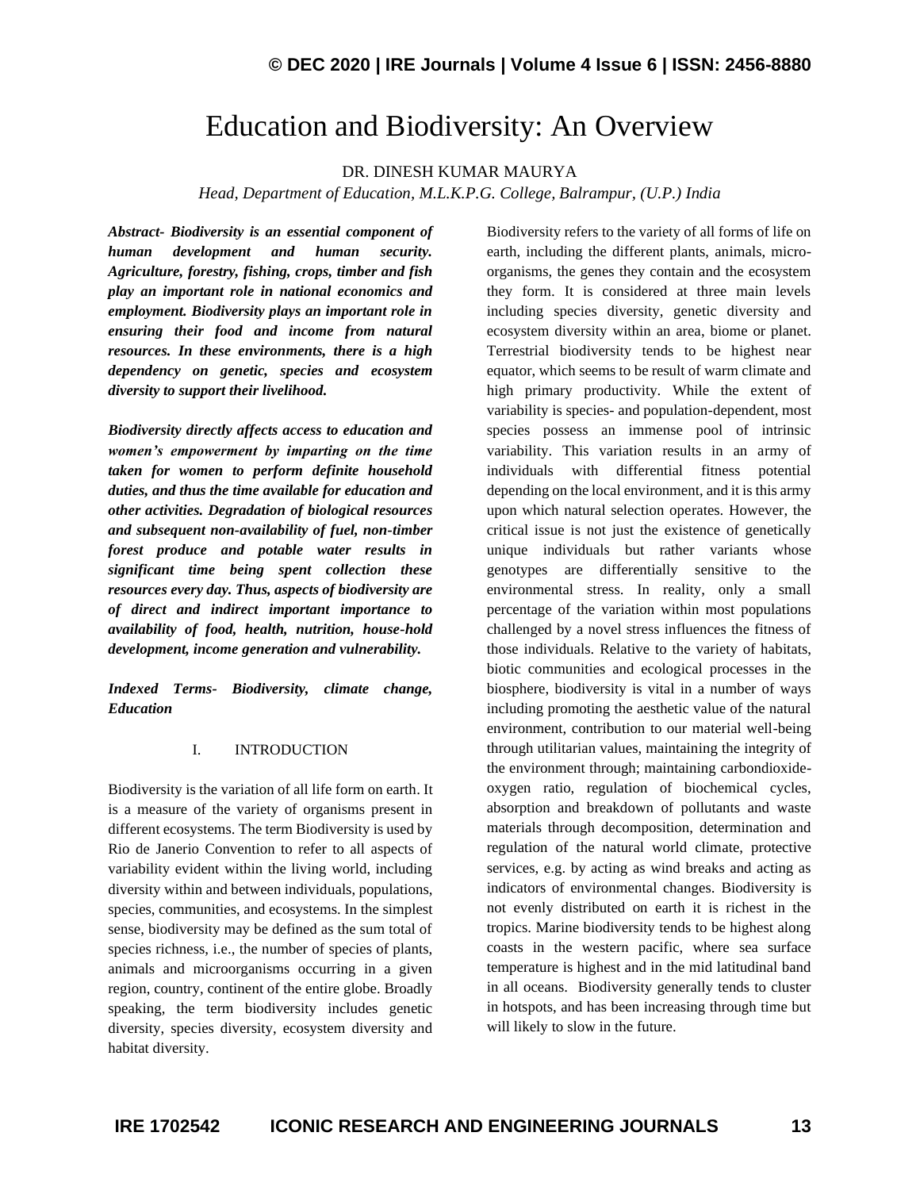# Education and Biodiversity: An Overview

DR. DINESH KUMAR MAURYA

*Head, Department of Education, M.L.K.P.G. College, Balrampur, (U.P.) India*

***Abstract-*** ***Biodiversity is an essential component of human development and human security. Agriculture, forestry, fishing, crops, timber and fish play an important role in national economics and employment. Biodiversity plays an important role in ensuring their food and income from natural resources. In these environments, there is a high dependency on genetic, species and ecosystem diversity to support their livelihood.***

***Biodiversity directly affects access to education and women's empowerment by imparting on the time taken for women to perform definite household duties, and thus the time available for education and other activities. Degradation of biological resources and subsequent non-availability of fuel, non-timber forest produce and potable water results in significant time being spent collection these resources every day. Thus, aspects of biodiversity are of direct and indirect important importance to availability of food, health, nutrition, house-hold development, income generation and vulnerability.***

***Indexed Terms-*** ***Biodiversity, climate change, Education***

## I. INTRODUCTION

Biodiversity is the variation of all life form on earth. It is a measure of the variety of organisms present in different ecosystems. The term Biodiversity is used by Rio de Janerio Convention to refer to all aspects of variability evident within the living world, including diversity within and between individuals, populations, species, communities, and ecosystems. In the simplest sense, biodiversity may be defined as the sum total of species richness, i.e., the number of species of plants, animals and microorganisms occurring in a given region, country, continent of the entire globe. Broadly speaking, the term biodiversity includes genetic diversity, species diversity, ecosystem diversity and habitat diversity.

Biodiversity refers to the variety of all forms of life on earth, including the different plants, animals, micro-organisms, the genes they contain and the ecosystem they form. It is considered at three main levels including species diversity, genetic diversity and ecosystem diversity within an area, biome or planet. Terrestrial biodiversity tends to be highest near equator, which seems to be result of warm climate and high primary productivity. While the extent of variability is species- and population-dependent, most species possess an immense pool of intrinsic variability. This variation results in an army of individuals with differential fitness potential depending on the local environment, and it is this army upon which natural selection operates. However, the critical issue is not just the existence of genetically unique individuals but rather variants whose genotypes are differentially sensitive to the environmental stress. In reality, only a small percentage of the variation within most populations challenged by a novel stress influences the fitness of those individuals. Relative to the variety of habitats, biotic communities and ecological processes in the biosphere, biodiversity is vital in a number of ways including promoting the aesthetic value of the natural environment, contribution to our material well-being through utilitarian values, maintaining the integrity of the environment through; maintaining carbondioxide-oxygen ratio, regulation of biochemical cycles, absorption and breakdown of pollutants and waste materials through decomposition, determination and regulation of the natural world climate, protective services, e.g. by acting as wind breaks and acting as indicators of environmental changes. Biodiversity is not evenly distributed on earth it is richest in the tropics. Marine biodiversity tends to be highest along coasts in the western pacific, where sea surface temperature is highest and in the mid latitudinal band in all oceans. Biodiversity generally tends to cluster in hotspots, and has been increasing through time but will likely to slow in the future.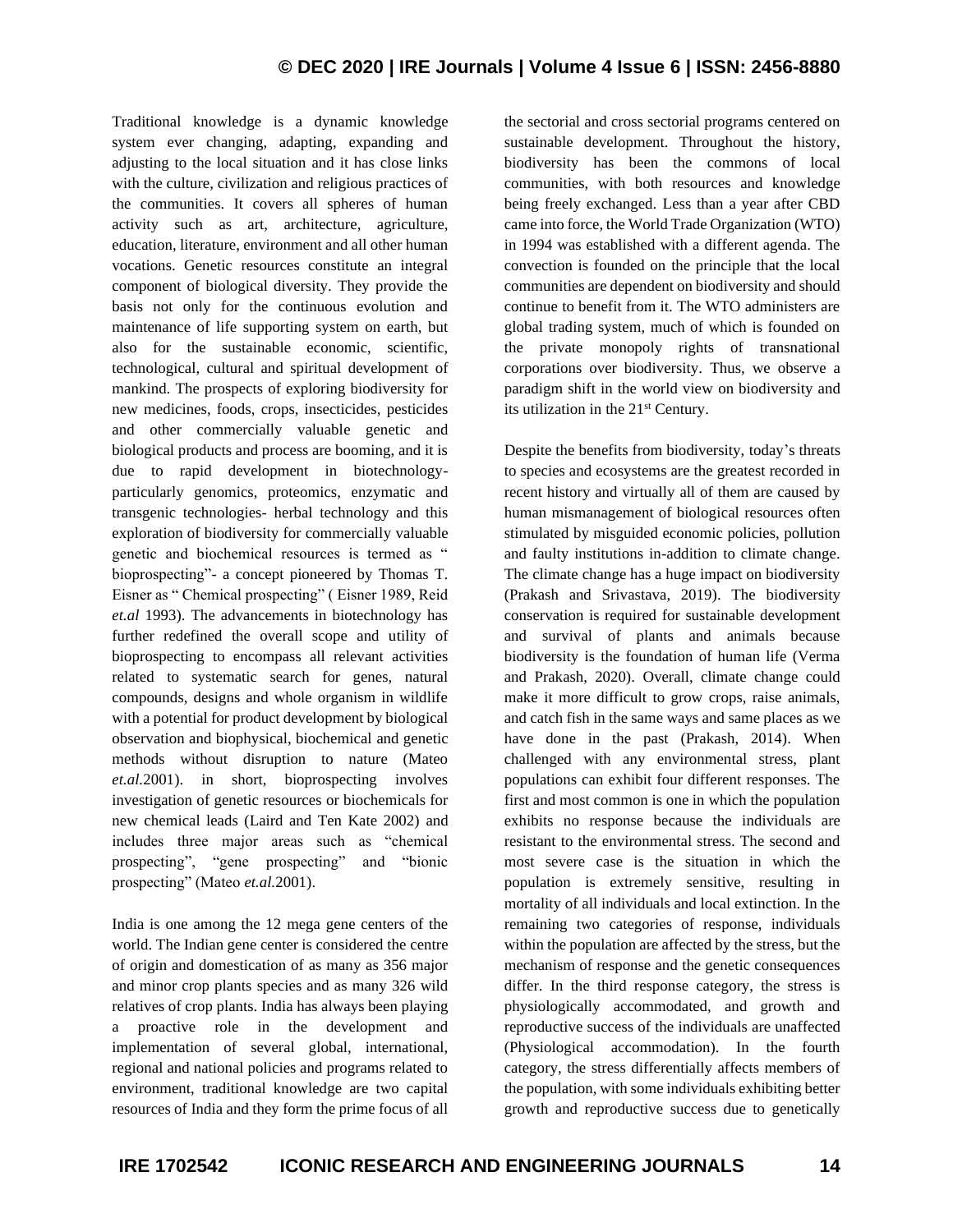Traditional knowledge is a dynamic knowledge system ever changing, adapting, expanding and adjusting to the local situation and it has close links with the culture, civilization and religious practices of the communities. It covers all spheres of human activity such as art, architecture, agriculture, education, literature, environment and all other human vocations. Genetic resources constitute an integral component of biological diversity. They provide the basis not only for the continuous evolution and maintenance of life supporting system on earth, but also for the sustainable economic, scientific, technological, cultural and spiritual development of mankind. The prospects of exploring biodiversity for new medicines, foods, crops, insecticides, pesticides and other commercially valuable genetic and biological products and process are booming, and it is due to rapid development in biotechnology- particularly genomics, proteomics, enzymatic and transgenic technologies- herbal technology and this exploration of biodiversity for commercially valuable genetic and biochemical resources is termed as " bioprospecting"- a concept pioneered by Thomas T. Eisner as " Chemical prospecting" ( Eisner 1989, Reid *et.al* 1993). The advancements in biotechnology has further redefined the overall scope and utility of bioprospecting to encompass all relevant activities related to systematic search for genes, natural compounds, designs and whole organism in wildlife with a potential for product development by biological observation and biophysical, biochemical and genetic methods without disruption to nature (Mateo *et.al.*2001). in short, bioprospecting involves investigation of genetic resources or biochemicals for new chemical leads (Laird and Ten Kate 2002) and includes three major areas such as "chemical prospecting", "gene prospecting" and "bionic prospecting" (Mateo *et.al.*2001).

India is one among the 12 mega gene centers of the world. The Indian gene center is considered the centre of origin and domestication of as many as 356 major and minor crop plants species and as many 326 wild relatives of crop plants. India has always been playing a proactive role in the development and implementation of several global, international, regional and national policies and programs related to environment, traditional knowledge are two capital resources of India and they form the prime focus of all the sectorial and cross sectorial programs centered on sustainable development. Throughout the history, biodiversity has been the commons of local communities, with both resources and knowledge being freely exchanged. Less than a year after CBD came into force, the World Trade Organization (WTO) in 1994 was established with a different agenda. The convection is founded on the principle that the local communities are dependent on biodiversity and should continue to benefit from it. The WTO administers are global trading system, much of which is founded on the private monopoly rights of transnational corporations over biodiversity. Thus, we observe a paradigm shift in the world view on biodiversity and its utilization in the 21st Century.

Despite the benefits from biodiversity, today's threats to species and ecosystems are the greatest recorded in recent history and virtually all of them are caused by human mismanagement of biological resources often stimulated by misguided economic policies, pollution and faulty institutions in-addition to climate change. The climate change has a huge impact on biodiversity (Prakash and Srivastava, 2019). The biodiversity conservation is required for sustainable development and survival of plants and animals because biodiversity is the foundation of human life (Verma and Prakash, 2020). Overall, climate change could make it more difficult to grow crops, raise animals, and catch fish in the same ways and same places as we have done in the past (Prakash, 2014). When challenged with any environmental stress, plant populations can exhibit four different responses. The first and most common is one in which the population exhibits no response because the individuals are resistant to the environmental stress. The second and most severe case is the situation in which the population is extremely sensitive, resulting in mortality of all individuals and local extinction. In the remaining two categories of response, individuals within the population are affected by the stress, but the mechanism of response and the genetic consequences differ. In the third response category, the stress is physiologically accommodated, and growth and reproductive success of the individuals are unaffected (Physiological accommodation). In the fourth category, the stress differentially affects members of the population, with some individuals exhibiting better growth and reproductive success due to genetically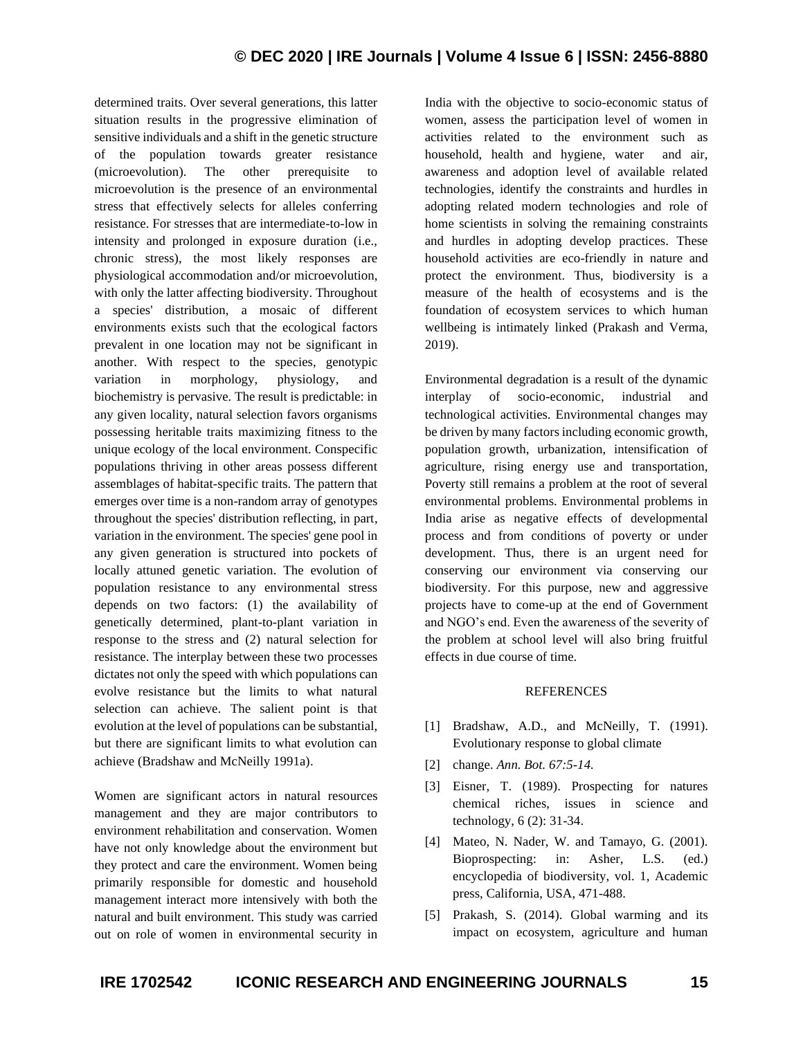determined traits. Over several generations, this latter situation results in the progressive elimination of sensitive individuals and a shift in the genetic structure of the population towards greater resistance (microevolution). The other prerequisite to microevolution is the presence of an environmental stress that effectively selects for alleles conferring resistance. For stresses that are intermediate-to-low in intensity and prolonged in exposure duration (i.e., chronic stress), the most likely responses are physiological accommodation and/or microevolution, with only the latter affecting biodiversity. Throughout a species' distribution, a mosaic of different environments exists such that the ecological factors prevalent in one location may not be significant in another. With respect to the species, genotypic variation in morphology, physiology, and biochemistry is pervasive. The result is predictable: in any given locality, natural selection favors organisms possessing heritable traits maximizing fitness to the unique ecology of the local environment. Conspecific populations thriving in other areas possess different assemblages of habitat-specific traits. The pattern that emerges over time is a non-random array of genotypes throughout the species' distribution reflecting, in part, variation in the environment. The species' gene pool in any given generation is structured into pockets of locally attuned genetic variation. The evolution of population resistance to any environmental stress depends on two factors: (1) the availability of genetically determined, plant-to-plant variation in response to the stress and (2) natural selection for resistance. The interplay between these two processes dictates not only the speed with which populations can evolve resistance but the limits to what natural selection can achieve. The salient point is that evolution at the level of populations can be substantial, but there are significant limits to what evolution can achieve (Bradshaw and McNeilly 1991a).

Women are significant actors in natural resources management and they are major contributors to environment rehabilitation and conservation. Women have not only knowledge about the environment but they protect and care the environment. Women being primarily responsible for domestic and household management interact more intensively with both the natural and built environment. This study was carried out on role of women in environmental security in India with the objective to socio-economic status of women, assess the participation level of women in activities related to the environment such as household, health and hygiene, water and air, awareness and adoption level of available related technologies, identify the constraints and hurdles in adopting related modern technologies and role of home scientists in solving the remaining constraints and hurdles in adopting develop practices. These household activities are eco-friendly in nature and protect the environment. Thus, biodiversity is a measure of the health of ecosystems and is the foundation of ecosystem services to which human wellbeing is intimately linked (Prakash and Verma, 2019).

Environmental degradation is a result of the dynamic interplay of socio-economic, industrial and technological activities. Environmental changes may be driven by many factors including economic growth, population growth, urbanization, intensification of agriculture, rising energy use and transportation, Poverty still remains a problem at the root of several environmental problems. Environmental problems in India arise as negative effects of developmental process and from conditions of poverty or under development. Thus, there is an urgent need for conserving our environment via conserving our biodiversity. For this purpose, new and aggressive projects have to come-up at the end of Government and NGO's end. Even the awareness of the severity of the problem at school level will also bring fruitful effects in due course of time.

## REFERENCES

[1] Bradshaw, A.D., and McNeilly, T. (1991). Evolutionary response to global climate

[2] change. *Ann. Bot. 67:5-14.*

[3] Eisner, T. (1989). Prospecting for natures chemical riches, issues in science and technology, 6 (2): 31-34.

[4] Mateo, N. Nader, W. and Tamayo, G. (2001). Bioprospecting: in: Asher, L.S. (ed.) encyclopedia of biodiversity, vol. 1, Academic press, California, USA, 471-488.

[5] Prakash, S. (2014). Global warming and its impact on ecosystem, agriculture and human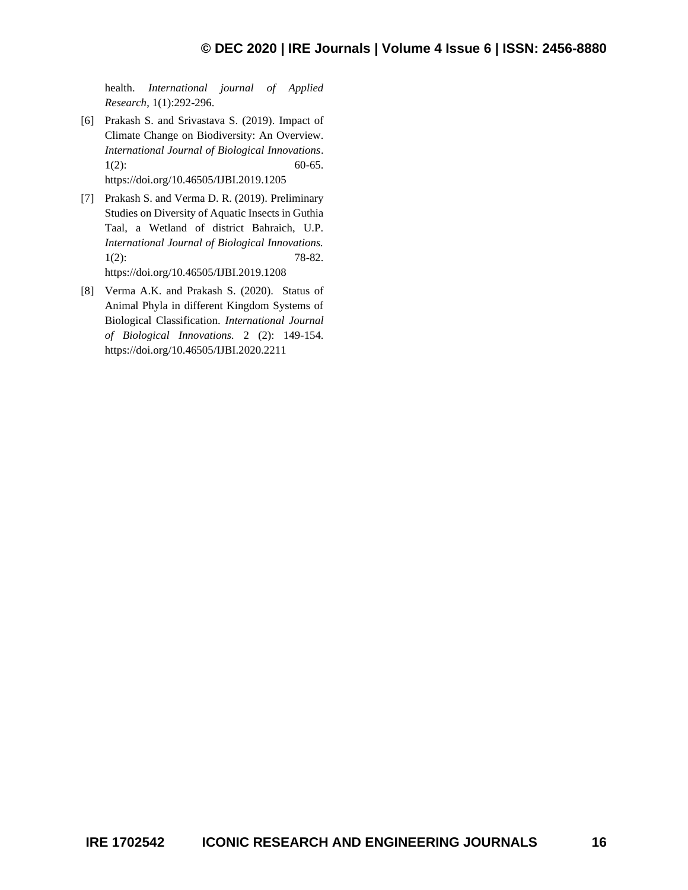health. *International journal of Applied Research*, 1(1):292-296.

[6] Prakash S. and Srivastava S. (2019). Impact of Climate Change on Biodiversity: An Overview. *International Journal of Biological Innovations*. 1(2): 60-65. https://doi.org/10.46505/IJBI.2019.1205

[7] Prakash S. and Verma D. R. (2019). Preliminary Studies on Diversity of Aquatic Insects in Guthia Taal, a Wetland of district Bahraich, U.P. *International Journal of Biological Innovations.* 1(2): 78-82. https://doi.org/10.46505/IJBI.2019.1208

[8] Verma A.K. and Prakash S. (2020). Status of Animal Phyla in different Kingdom Systems of Biological Classification. *International Journal of Biological Innovations.* 2 (2): 149-154. https://doi.org/10.46505/IJBI.2020.2211